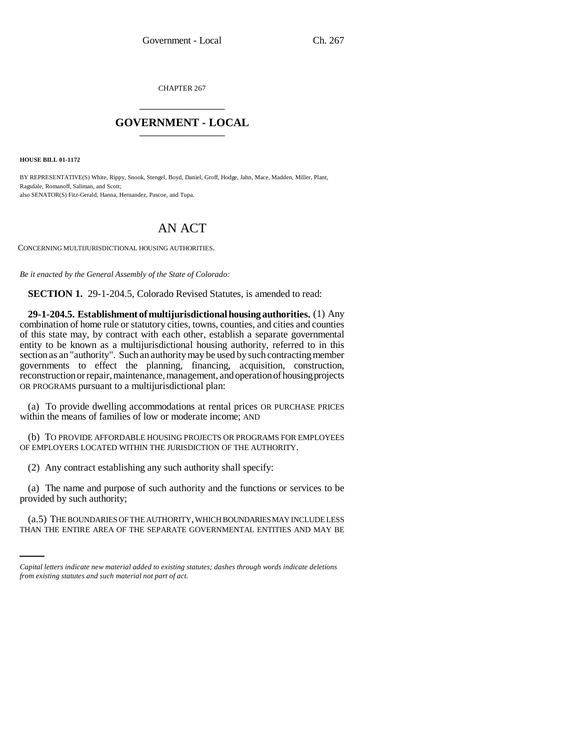CHAPTER 267

# GOVERNMENT - LOCAL

**HOUSE BILL 01-1172**

BY REPRESENTATIVE(S) White, Rippy, Snook, Stengel, Boyd, Daniel, Groff, Hodge, Jahn, Mace, Madden, Miller, Plant, Ragsdale, Romanoff, Saliman, and Scott;
also SENATOR(S) Fitz-Gerald, Hanna, Hernandez, Pascoe, and Tupa.

# AN ACT

CONCERNING MULTIJURISDICTIONAL HOUSING AUTHORITIES.

*Be it enacted by the General Assembly of the State of Colorado:*

**SECTION 1.** 29-1-204.5, Colorado Revised Statutes, is amended to read:

**29-1-204.5. Establishment of multijurisdictional housing authorities.** (1) Any combination of home rule or statutory cities, towns, counties, and cities and counties of this state may, by contract with each other, establish a separate governmental entity to be known as a multijurisdictional housing authority, referred to in this section as an "authority". Such an authority may be used by such contracting member governments to effect the planning, financing, acquisition, construction, reconstruction or repair, maintenance, management, and operation of housing projects OR PROGRAMS pursuant to a multijurisdictional plan:

(a) To provide dwelling accommodations at rental prices OR PURCHASE PRICES within the means of families of low or moderate income; AND

(b) TO PROVIDE AFFORDABLE HOUSING PROJECTS OR PROGRAMS FOR EMPLOYEES OF EMPLOYERS LOCATED WITHIN THE JURISDICTION OF THE AUTHORITY.

(2) Any contract establishing any such authority shall specify:

(a) The name and purpose of such authority and the functions or services to be provided by such authority;

(a.5) THE BOUNDARIES OF THE AUTHORITY, WHICH BOUNDARIES MAY INCLUDE LESS THAN THE ENTIRE AREA OF THE SEPARATE GOVERNMENTAL ENTITIES AND MAY BE

*Capital letters indicate new material added to existing statutes; dashes through words indicate deletions from existing statutes and such material not part of act.*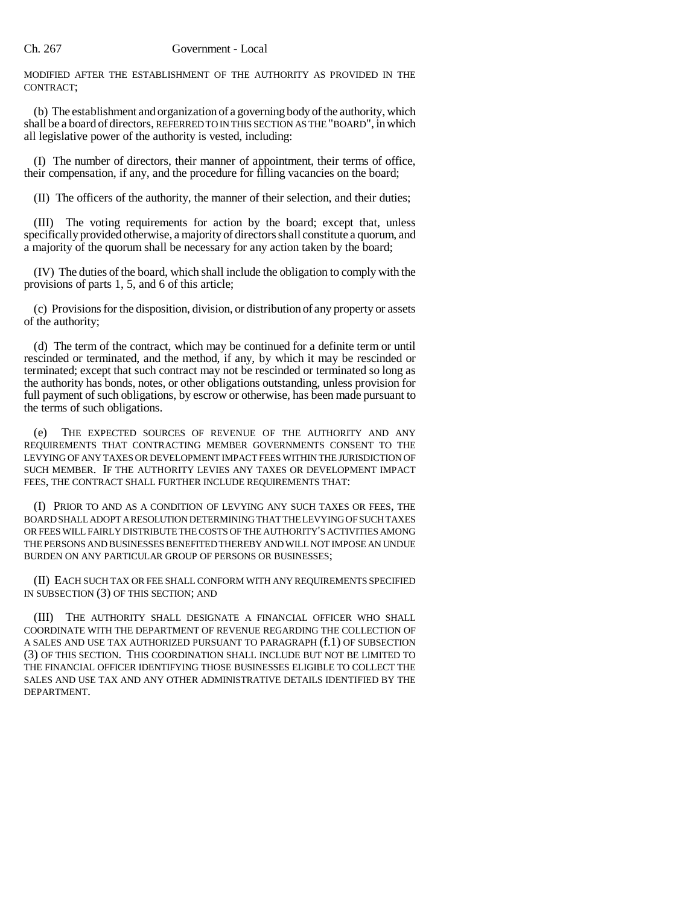MODIFIED AFTER THE ESTABLISHMENT OF THE AUTHORITY AS PROVIDED IN THE CONTRACT;

(b) The establishment and organization of a governing body of the authority, which shall be a board of directors, REFERRED TO IN THIS SECTION AS THE "BOARD", in which all legislative power of the authority is vested, including:

(I) The number of directors, their manner of appointment, their terms of office, their compensation, if any, and the procedure for filling vacancies on the board;

(II) The officers of the authority, the manner of their selection, and their duties;

(III) The voting requirements for action by the board; except that, unless specifically provided otherwise, a majority of directors shall constitute a quorum, and a majority of the quorum shall be necessary for any action taken by the board;

(IV) The duties of the board, which shall include the obligation to comply with the provisions of parts 1, 5, and 6 of this article;

(c) Provisions for the disposition, division, or distribution of any property or assets of the authority;

(d) The term of the contract, which may be continued for a definite term or until rescinded or terminated, and the method, if any, by which it may be rescinded or terminated; except that such contract may not be rescinded or terminated so long as the authority has bonds, notes, or other obligations outstanding, unless provision for full payment of such obligations, by escrow or otherwise, has been made pursuant to the terms of such obligations.

(e) THE EXPECTED SOURCES OF REVENUE OF THE AUTHORITY AND ANY REQUIREMENTS THAT CONTRACTING MEMBER GOVERNMENTS CONSENT TO THE LEVYING OF ANY TAXES OR DEVELOPMENT IMPACT FEES WITHIN THE JURISDICTION OF SUCH MEMBER. IF THE AUTHORITY LEVIES ANY TAXES OR DEVELOPMENT IMPACT FEES, THE CONTRACT SHALL FURTHER INCLUDE REQUIREMENTS THAT:

(I) PRIOR TO AND AS A CONDITION OF LEVYING ANY SUCH TAXES OR FEES, THE BOARD SHALL ADOPT A RESOLUTION DETERMINING THAT THE LEVYING OF SUCH TAXES OR FEES WILL FAIRLY DISTRIBUTE THE COSTS OF THE AUTHORITY'S ACTIVITIES AMONG THE PERSONS AND BUSINESSES BENEFITED THEREBY AND WILL NOT IMPOSE AN UNDUE BURDEN ON ANY PARTICULAR GROUP OF PERSONS OR BUSINESSES;

(II) EACH SUCH TAX OR FEE SHALL CONFORM WITH ANY REQUIREMENTS SPECIFIED IN SUBSECTION (3) OF THIS SECTION; AND

(III) THE AUTHORITY SHALL DESIGNATE A FINANCIAL OFFICER WHO SHALL COORDINATE WITH THE DEPARTMENT OF REVENUE REGARDING THE COLLECTION OF A SALES AND USE TAX AUTHORIZED PURSUANT TO PARAGRAPH (f.1) OF SUBSECTION (3) OF THIS SECTION. THIS COORDINATION SHALL INCLUDE BUT NOT BE LIMITED TO THE FINANCIAL OFFICER IDENTIFYING THOSE BUSINESSES ELIGIBLE TO COLLECT THE SALES AND USE TAX AND ANY OTHER ADMINISTRATIVE DETAILS IDENTIFIED BY THE DEPARTMENT.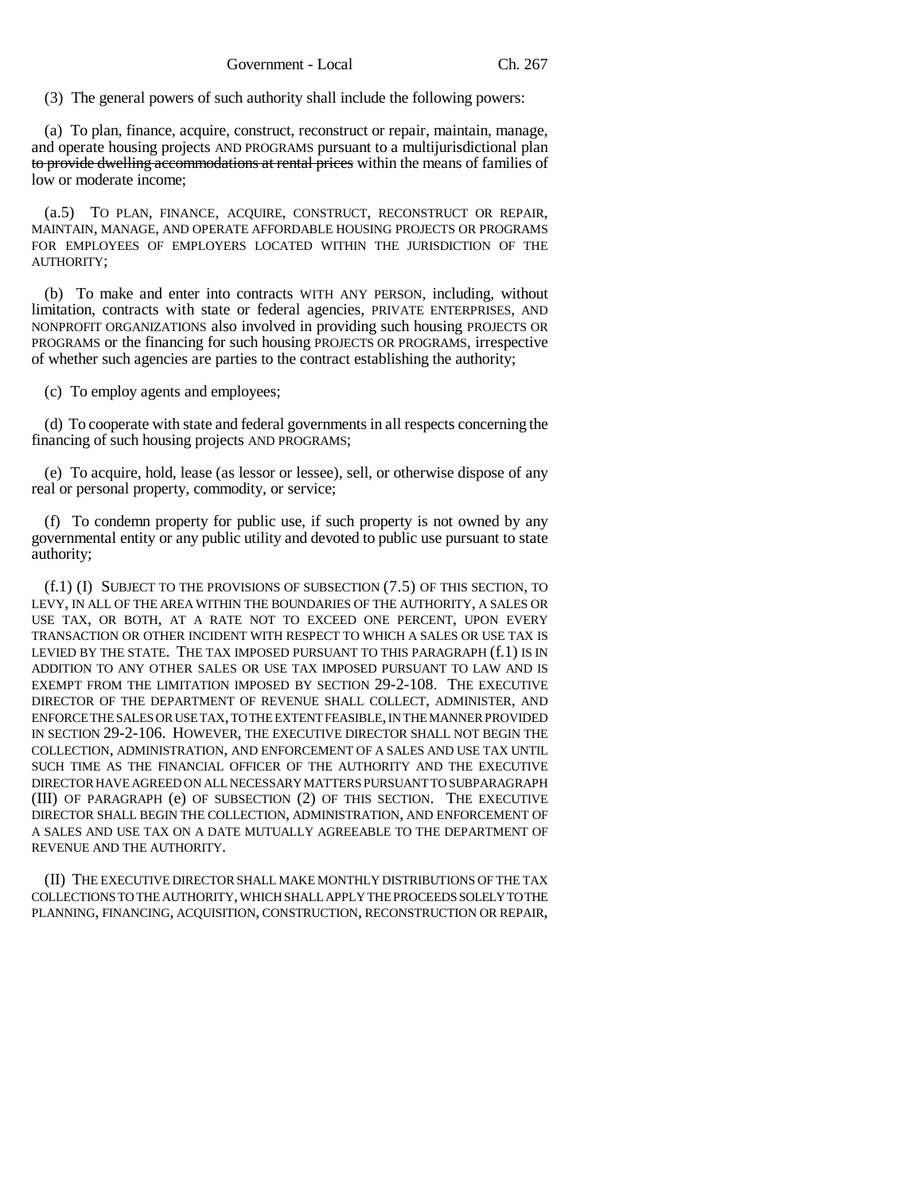(3) The general powers of such authority shall include the following powers:

(a) To plan, finance, acquire, construct, reconstruct or repair, maintain, manage, and operate housing projects AND PROGRAMS pursuant to a multijurisdictional plan ~~to provide dwelling accommodations at rental prices~~ within the means of families of low or moderate income;

(a.5) TO PLAN, FINANCE, ACQUIRE, CONSTRUCT, RECONSTRUCT OR REPAIR, MAINTAIN, MANAGE, AND OPERATE AFFORDABLE HOUSING PROJECTS OR PROGRAMS FOR EMPLOYEES OF EMPLOYERS LOCATED WITHIN THE JURISDICTION OF THE AUTHORITY;

(b) To make and enter into contracts WITH ANY PERSON, including, without limitation, contracts with state or federal agencies, PRIVATE ENTERPRISES, AND NONPROFIT ORGANIZATIONS also involved in providing such housing PROJECTS OR PROGRAMS or the financing for such housing PROJECTS OR PROGRAMS, irrespective of whether such agencies are parties to the contract establishing the authority;

(c) To employ agents and employees;

(d) To cooperate with state and federal governments in all respects concerning the financing of such housing projects AND PROGRAMS;

(e) To acquire, hold, lease (as lessor or lessee), sell, or otherwise dispose of any real or personal property, commodity, or service;

(f) To condemn property for public use, if such property is not owned by any governmental entity or any public utility and devoted to public use pursuant to state authority;

(f.1) (I) SUBJECT TO THE PROVISIONS OF SUBSECTION (7.5) OF THIS SECTION, TO LEVY, IN ALL OF THE AREA WITHIN THE BOUNDARIES OF THE AUTHORITY, A SALES OR USE TAX, OR BOTH, AT A RATE NOT TO EXCEED ONE PERCENT, UPON EVERY TRANSACTION OR OTHER INCIDENT WITH RESPECT TO WHICH A SALES OR USE TAX IS LEVIED BY THE STATE. THE TAX IMPOSED PURSUANT TO THIS PARAGRAPH (f.1) IS IN ADDITION TO ANY OTHER SALES OR USE TAX IMPOSED PURSUANT TO LAW AND IS EXEMPT FROM THE LIMITATION IMPOSED BY SECTION 29-2-108. THE EXECUTIVE DIRECTOR OF THE DEPARTMENT OF REVENUE SHALL COLLECT, ADMINISTER, AND ENFORCE THE SALES OR USE TAX, TO THE EXTENT FEASIBLE, IN THE MANNER PROVIDED IN SECTION 29-2-106. HOWEVER, THE EXECUTIVE DIRECTOR SHALL NOT BEGIN THE COLLECTION, ADMINISTRATION, AND ENFORCEMENT OF A SALES AND USE TAX UNTIL SUCH TIME AS THE FINANCIAL OFFICER OF THE AUTHORITY AND THE EXECUTIVE DIRECTOR HAVE AGREED ON ALL NECESSARY MATTERS PURSUANT TO SUBPARAGRAPH (III) OF PARAGRAPH (e) OF SUBSECTION (2) OF THIS SECTION. THE EXECUTIVE DIRECTOR SHALL BEGIN THE COLLECTION, ADMINISTRATION, AND ENFORCEMENT OF A SALES AND USE TAX ON A DATE MUTUALLY AGREEABLE TO THE DEPARTMENT OF REVENUE AND THE AUTHORITY.

(II) THE EXECUTIVE DIRECTOR SHALL MAKE MONTHLY DISTRIBUTIONS OF THE TAX COLLECTIONS TO THE AUTHORITY, WHICH SHALL APPLY THE PROCEEDS SOLELY TO THE PLANNING, FINANCING, ACQUISITION, CONSTRUCTION, RECONSTRUCTION OR REPAIR,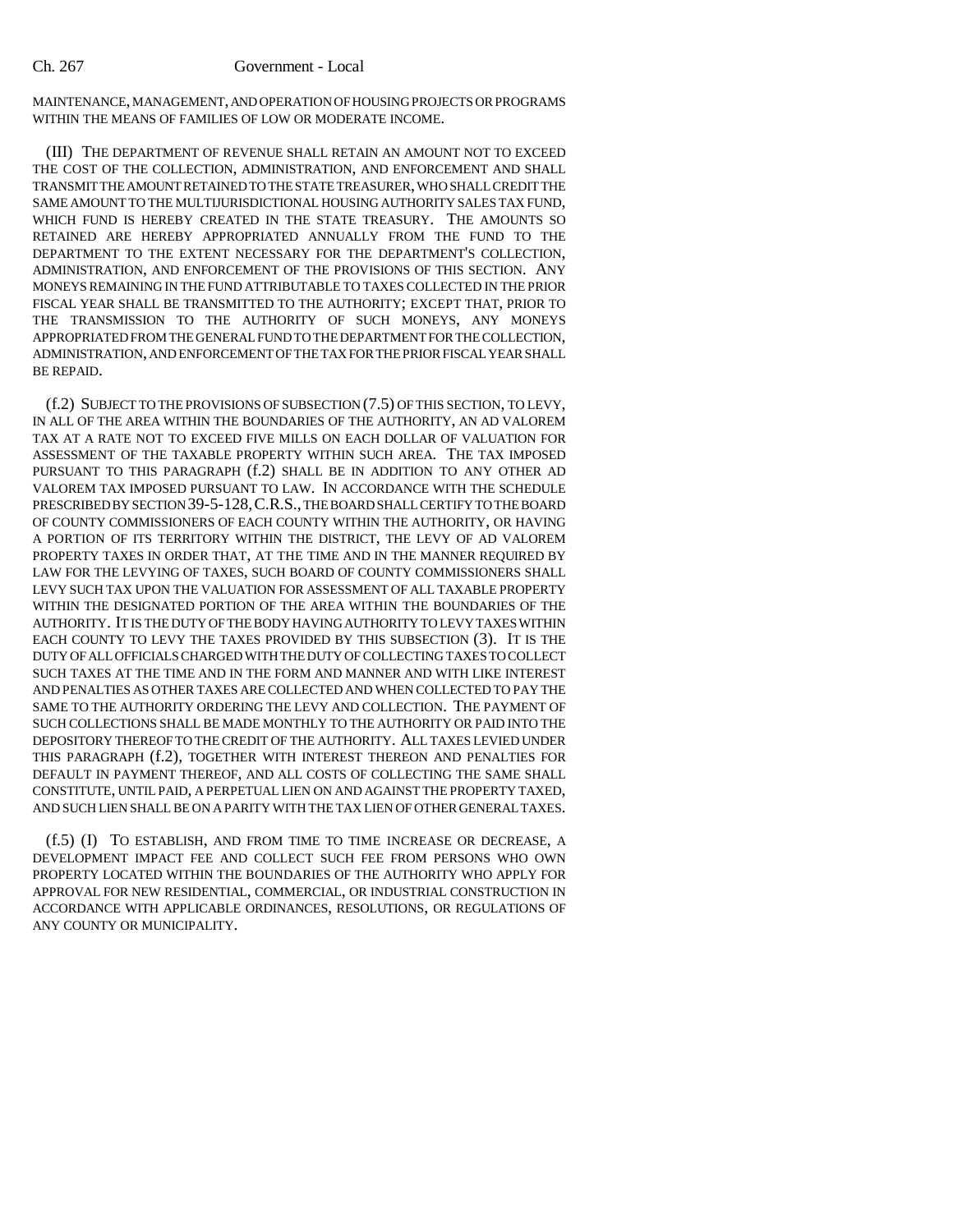MAINTENANCE, MANAGEMENT, AND OPERATION OF HOUSING PROJECTS OR PROGRAMS WITHIN THE MEANS OF FAMILIES OF LOW OR MODERATE INCOME.

(III) THE DEPARTMENT OF REVENUE SHALL RETAIN AN AMOUNT NOT TO EXCEED THE COST OF THE COLLECTION, ADMINISTRATION, AND ENFORCEMENT AND SHALL TRANSMIT THE AMOUNT RETAINED TO THE STATE TREASURER, WHO SHALL CREDIT THE SAME AMOUNT TO THE MULTIJURISDICTIONAL HOUSING AUTHORITY SALES TAX FUND, WHICH FUND IS HEREBY CREATED IN THE STATE TREASURY. THE AMOUNTS SO RETAINED ARE HEREBY APPROPRIATED ANNUALLY FROM THE FUND TO THE DEPARTMENT TO THE EXTENT NECESSARY FOR THE DEPARTMENT'S COLLECTION, ADMINISTRATION, AND ENFORCEMENT OF THE PROVISIONS OF THIS SECTION. ANY MONEYS REMAINING IN THE FUND ATTRIBUTABLE TO TAXES COLLECTED IN THE PRIOR FISCAL YEAR SHALL BE TRANSMITTED TO THE AUTHORITY; EXCEPT THAT, PRIOR TO THE TRANSMISSION TO THE AUTHORITY OF SUCH MONEYS, ANY MONEYS APPROPRIATED FROM THE GENERAL FUND TO THE DEPARTMENT FOR THE COLLECTION, ADMINISTRATION, AND ENFORCEMENT OF THE TAX FOR THE PRIOR FISCAL YEAR SHALL BE REPAID.

(f.2) SUBJECT TO THE PROVISIONS OF SUBSECTION (7.5) OF THIS SECTION, TO LEVY, IN ALL OF THE AREA WITHIN THE BOUNDARIES OF THE AUTHORITY, AN AD VALOREM TAX AT A RATE NOT TO EXCEED FIVE MILLS ON EACH DOLLAR OF VALUATION FOR ASSESSMENT OF THE TAXABLE PROPERTY WITHIN SUCH AREA. THE TAX IMPOSED PURSUANT TO THIS PARAGRAPH (f.2) SHALL BE IN ADDITION TO ANY OTHER AD VALOREM TAX IMPOSED PURSUANT TO LAW. IN ACCORDANCE WITH THE SCHEDULE PRESCRIBED BY SECTION 39-5-128, C.R.S., THE BOARD SHALL CERTIFY TO THE BOARD OF COUNTY COMMISSIONERS OF EACH COUNTY WITHIN THE AUTHORITY, OR HAVING A PORTION OF ITS TERRITORY WITHIN THE DISTRICT, THE LEVY OF AD VALOREM PROPERTY TAXES IN ORDER THAT, AT THE TIME AND IN THE MANNER REQUIRED BY LAW FOR THE LEVYING OF TAXES, SUCH BOARD OF COUNTY COMMISSIONERS SHALL LEVY SUCH TAX UPON THE VALUATION FOR ASSESSMENT OF ALL TAXABLE PROPERTY WITHIN THE DESIGNATED PORTION OF THE AREA WITHIN THE BOUNDARIES OF THE AUTHORITY. IT IS THE DUTY OF THE BODY HAVING AUTHORITY TO LEVY TAXES WITHIN EACH COUNTY TO LEVY THE TAXES PROVIDED BY THIS SUBSECTION (3). IT IS THE DUTY OF ALL OFFICIALS CHARGED WITH THE DUTY OF COLLECTING TAXES TO COLLECT SUCH TAXES AT THE TIME AND IN THE FORM AND MANNER AND WITH LIKE INTEREST AND PENALTIES AS OTHER TAXES ARE COLLECTED AND WHEN COLLECTED TO PAY THE SAME TO THE AUTHORITY ORDERING THE LEVY AND COLLECTION. THE PAYMENT OF SUCH COLLECTIONS SHALL BE MADE MONTHLY TO THE AUTHORITY OR PAID INTO THE DEPOSITORY THEREOF TO THE CREDIT OF THE AUTHORITY. ALL TAXES LEVIED UNDER THIS PARAGRAPH (f.2), TOGETHER WITH INTEREST THEREON AND PENALTIES FOR DEFAULT IN PAYMENT THEREOF, AND ALL COSTS OF COLLECTING THE SAME SHALL CONSTITUTE, UNTIL PAID, A PERPETUAL LIEN ON AND AGAINST THE PROPERTY TAXED, AND SUCH LIEN SHALL BE ON A PARITY WITH THE TAX LIEN OF OTHER GENERAL TAXES.

(f.5) (I) TO ESTABLISH, AND FROM TIME TO TIME INCREASE OR DECREASE, A DEVELOPMENT IMPACT FEE AND COLLECT SUCH FEE FROM PERSONS WHO OWN PROPERTY LOCATED WITHIN THE BOUNDARIES OF THE AUTHORITY WHO APPLY FOR APPROVAL FOR NEW RESIDENTIAL, COMMERCIAL, OR INDUSTRIAL CONSTRUCTION IN ACCORDANCE WITH APPLICABLE ORDINANCES, RESOLUTIONS, OR REGULATIONS OF ANY COUNTY OR MUNICIPALITY.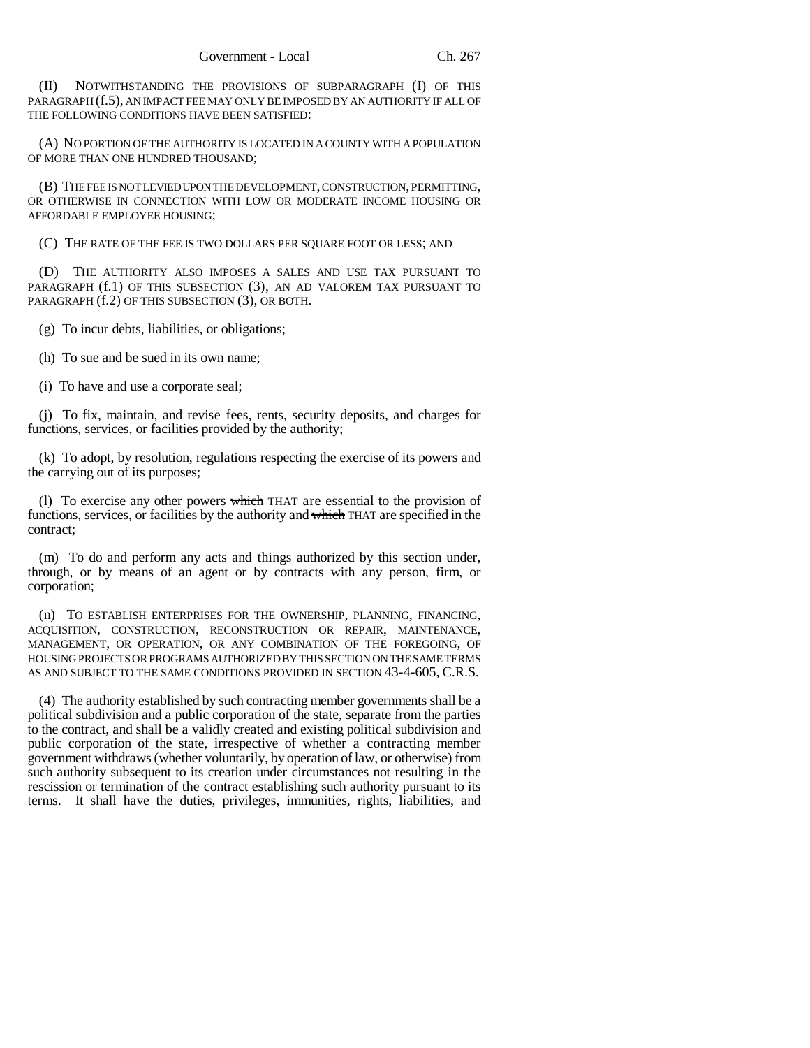(II) NOTWITHSTANDING THE PROVISIONS OF SUBPARAGRAPH (I) OF THIS PARAGRAPH (f.5), AN IMPACT FEE MAY ONLY BE IMPOSED BY AN AUTHORITY IF ALL OF THE FOLLOWING CONDITIONS HAVE BEEN SATISFIED:

(A) NO PORTION OF THE AUTHORITY IS LOCATED IN A COUNTY WITH A POPULATION OF MORE THAN ONE HUNDRED THOUSAND;

(B) THE FEE IS NOT LEVIED UPON THE DEVELOPMENT, CONSTRUCTION, PERMITTING, OR OTHERWISE IN CONNECTION WITH LOW OR MODERATE INCOME HOUSING OR AFFORDABLE EMPLOYEE HOUSING;

(C) THE RATE OF THE FEE IS TWO DOLLARS PER SQUARE FOOT OR LESS; AND

(D) THE AUTHORITY ALSO IMPOSES A SALES AND USE TAX PURSUANT TO PARAGRAPH (f.1) OF THIS SUBSECTION (3), AN AD VALOREM TAX PURSUANT TO PARAGRAPH (f.2) OF THIS SUBSECTION (3), OR BOTH.

(g) To incur debts, liabilities, or obligations;

(h) To sue and be sued in its own name;

(i) To have and use a corporate seal;

(j) To fix, maintain, and revise fees, rents, security deposits, and charges for functions, services, or facilities provided by the authority;

(k) To adopt, by resolution, regulations respecting the exercise of its powers and the carrying out of its purposes;

(l) To exercise any other powers ~~which~~ THAT are essential to the provision of functions, services, or facilities by the authority and ~~which~~ THAT are specified in the contract;

(m) To do and perform any acts and things authorized by this section under, through, or by means of an agent or by contracts with any person, firm, or corporation;

(n) TO ESTABLISH ENTERPRISES FOR THE OWNERSHIP, PLANNING, FINANCING, ACQUISITION, CONSTRUCTION, RECONSTRUCTION OR REPAIR, MAINTENANCE, MANAGEMENT, OR OPERATION, OR ANY COMBINATION OF THE FOREGOING, OF HOUSING PROJECTS OR PROGRAMS AUTHORIZED BY THIS SECTION ON THE SAME TERMS AS AND SUBJECT TO THE SAME CONDITIONS PROVIDED IN SECTION 43-4-605, C.R.S.

(4) The authority established by such contracting member governments shall be a political subdivision and a public corporation of the state, separate from the parties to the contract, and shall be a validly created and existing political subdivision and public corporation of the state, irrespective of whether a contracting member government withdraws (whether voluntarily, by operation of law, or otherwise) from such authority subsequent to its creation under circumstances not resulting in the rescission or termination of the contract establishing such authority pursuant to its terms. It shall have the duties, privileges, immunities, rights, liabilities, and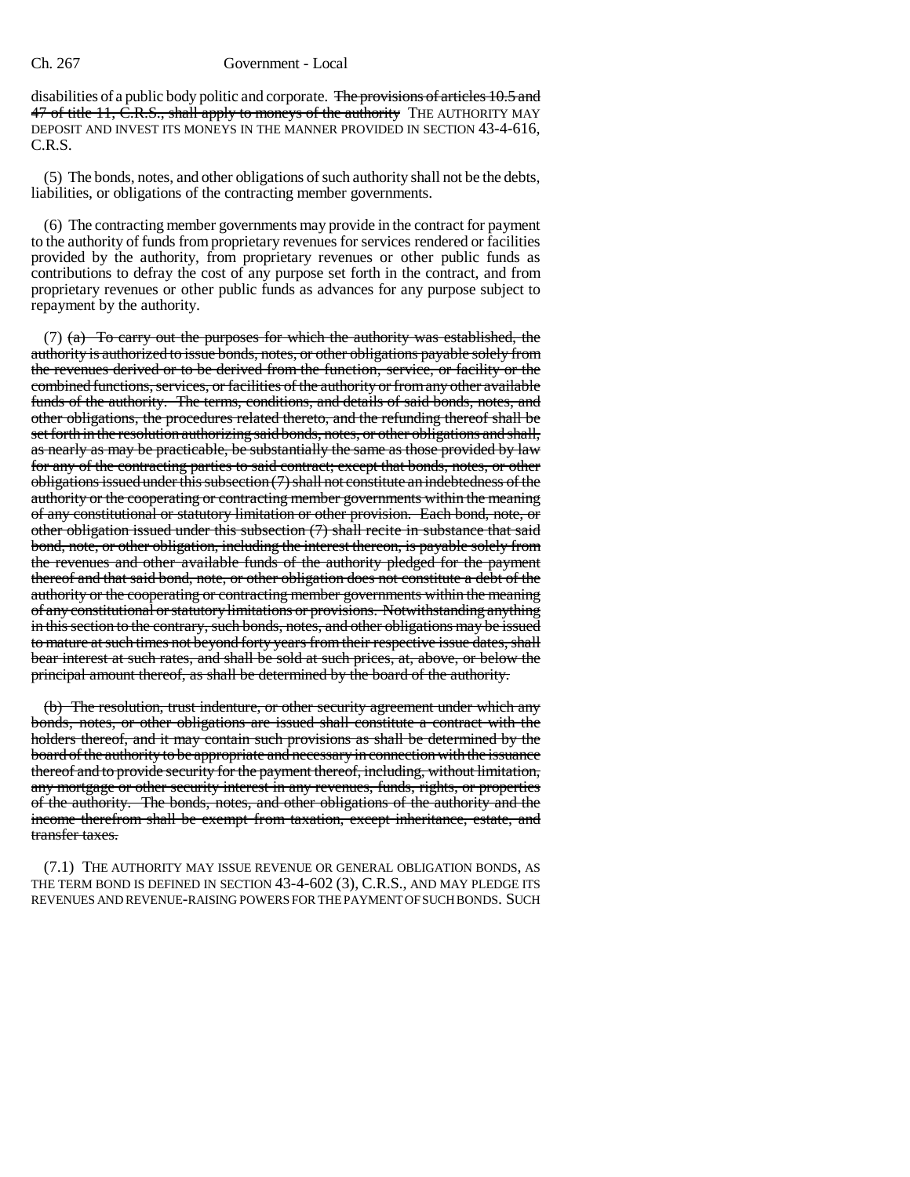disabilities of a public body politic and corporate. ~~The provisions of articles 10.5 and 47 of title 11, C.R.S., shall apply to moneys of the authority~~ THE AUTHORITY MAY DEPOSIT AND INVEST ITS MONEYS IN THE MANNER PROVIDED IN SECTION 43-4-616, C.R.S.

(5) The bonds, notes, and other obligations of such authority shall not be the debts, liabilities, or obligations of the contracting member governments.

(6) The contracting member governments may provide in the contract for payment to the authority of funds from proprietary revenues for services rendered or facilities provided by the authority, from proprietary revenues or other public funds as contributions to defray the cost of any purpose set forth in the contract, and from proprietary revenues or other public funds as advances for any purpose subject to repayment by the authority.

(7) ~~(a) To carry out the purposes for which the authority was established, the authority is authorized to issue bonds, notes, or other obligations payable solely from the revenues derived or to be derived from the function, service, or facility or the combined functions, services, or facilities of the authority or from any other available funds of the authority. The terms, conditions, and details of said bonds, notes, and other obligations, the procedures related thereto, and the refunding thereof shall be set forth in the resolution authorizing said bonds, notes, or other obligations and shall, as nearly as may be practicable, be substantially the same as those provided by law for any of the contracting parties to said contract; except that bonds, notes, or other obligations issued under this subsection (7) shall not constitute an indebtedness of the authority or the cooperating or contracting member governments within the meaning of any constitutional or statutory limitation or other provision. Each bond, note, or other obligation issued under this subsection (7) shall recite in substance that said bond, note, or other obligation, including the interest thereon, is payable solely from the revenues and other available funds of the authority pledged for the payment thereof and that said bond, note, or other obligation does not constitute a debt of the authority or the cooperating or contracting member governments within the meaning of any constitutional or statutory limitations or provisions. Notwithstanding anything in this section to the contrary, such bonds, notes, and other obligations may be issued to mature at such times not beyond forty years from their respective issue dates, shall bear interest at such rates, and shall be sold at such prices, at, above, or below the principal amount thereof, as shall be determined by the board of the authority.~~

~~(b) The resolution, trust indenture, or other security agreement under which any bonds, notes, or other obligations are issued shall constitute a contract with the holders thereof, and it may contain such provisions as shall be determined by the board of the authority to be appropriate and necessary in connection with the issuance thereof and to provide security for the payment thereof, including, without limitation, any mortgage or other security interest in any revenues, funds, rights, or properties of the authority. The bonds, notes, and other obligations of the authority and the income therefrom shall be exempt from taxation, except inheritance, estate, and transfer taxes.~~

(7.1) THE AUTHORITY MAY ISSUE REVENUE OR GENERAL OBLIGATION BONDS, AS THE TERM BOND IS DEFINED IN SECTION 43-4-602 (3), C.R.S., AND MAY PLEDGE ITS REVENUES AND REVENUE-RAISING POWERS FOR THE PAYMENT OF SUCH BONDS. SUCH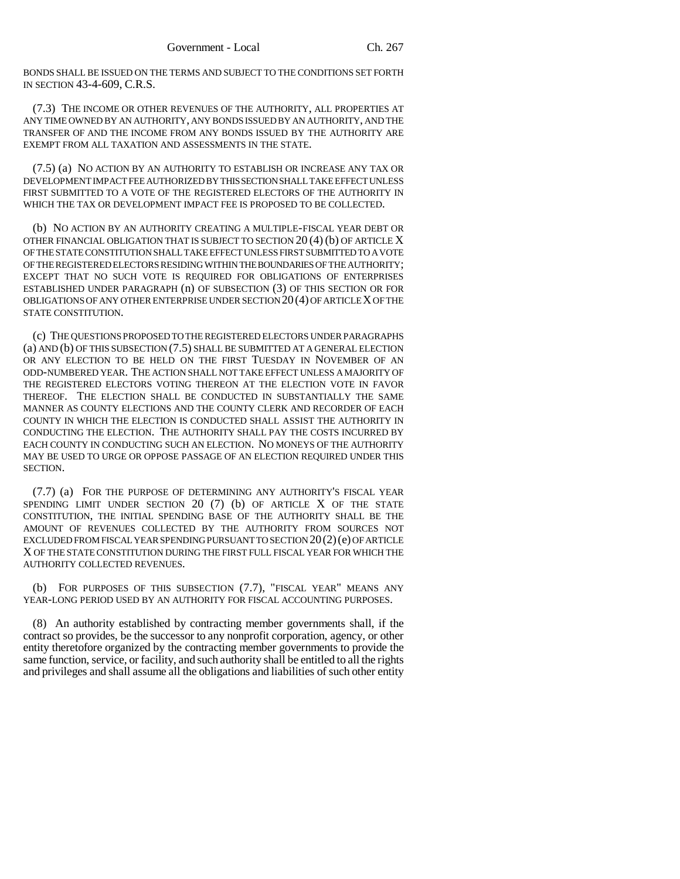BONDS SHALL BE ISSUED ON THE TERMS AND SUBJECT TO THE CONDITIONS SET FORTH IN SECTION 43-4-609, C.R.S.

(7.3) THE INCOME OR OTHER REVENUES OF THE AUTHORITY, ALL PROPERTIES AT ANY TIME OWNED BY AN AUTHORITY, ANY BONDS ISSUED BY AN AUTHORITY, AND THE TRANSFER OF AND THE INCOME FROM ANY BONDS ISSUED BY THE AUTHORITY ARE EXEMPT FROM ALL TAXATION AND ASSESSMENTS IN THE STATE.

(7.5) (a) NO ACTION BY AN AUTHORITY TO ESTABLISH OR INCREASE ANY TAX OR DEVELOPMENT IMPACT FEE AUTHORIZED BY THIS SECTION SHALL TAKE EFFECT UNLESS FIRST SUBMITTED TO A VOTE OF THE REGISTERED ELECTORS OF THE AUTHORITY IN WHICH THE TAX OR DEVELOPMENT IMPACT FEE IS PROPOSED TO BE COLLECTED.

(b) NO ACTION BY AN AUTHORITY CREATING A MULTIPLE-FISCAL YEAR DEBT OR OTHER FINANCIAL OBLIGATION THAT IS SUBJECT TO SECTION 20 (4) (b) OF ARTICLE X OF THE STATE CONSTITUTION SHALL TAKE EFFECT UNLESS FIRST SUBMITTED TO A VOTE OF THE REGISTERED ELECTORS RESIDING WITHIN THE BOUNDARIES OF THE AUTHORITY; EXCEPT THAT NO SUCH VOTE IS REQUIRED FOR OBLIGATIONS OF ENTERPRISES ESTABLISHED UNDER PARAGRAPH (n) OF SUBSECTION (3) OF THIS SECTION OR FOR OBLIGATIONS OF ANY OTHER ENTERPRISE UNDER SECTION 20 (4) OF ARTICLE X OF THE STATE CONSTITUTION.

(c) THE QUESTIONS PROPOSED TO THE REGISTERED ELECTORS UNDER PARAGRAPHS (a) AND (b) OF THIS SUBSECTION (7.5) SHALL BE SUBMITTED AT A GENERAL ELECTION OR ANY ELECTION TO BE HELD ON THE FIRST TUESDAY IN NOVEMBER OF AN ODD-NUMBERED YEAR. THE ACTION SHALL NOT TAKE EFFECT UNLESS A MAJORITY OF THE REGISTERED ELECTORS VOTING THEREON AT THE ELECTION VOTE IN FAVOR THEREOF. THE ELECTION SHALL BE CONDUCTED IN SUBSTANTIALLY THE SAME MANNER AS COUNTY ELECTIONS AND THE COUNTY CLERK AND RECORDER OF EACH COUNTY IN WHICH THE ELECTION IS CONDUCTED SHALL ASSIST THE AUTHORITY IN CONDUCTING THE ELECTION. THE AUTHORITY SHALL PAY THE COSTS INCURRED BY EACH COUNTY IN CONDUCTING SUCH AN ELECTION. NO MONEYS OF THE AUTHORITY MAY BE USED TO URGE OR OPPOSE PASSAGE OF AN ELECTION REQUIRED UNDER THIS SECTION.

(7.7) (a) FOR THE PURPOSE OF DETERMINING ANY AUTHORITY'S FISCAL YEAR SPENDING LIMIT UNDER SECTION 20 (7) (b) OF ARTICLE X OF THE STATE CONSTITUTION, THE INITIAL SPENDING BASE OF THE AUTHORITY SHALL BE THE AMOUNT OF REVENUES COLLECTED BY THE AUTHORITY FROM SOURCES NOT EXCLUDED FROM FISCAL YEAR SPENDING PURSUANT TO SECTION 20 (2) (e) OF ARTICLE X OF THE STATE CONSTITUTION DURING THE FIRST FULL FISCAL YEAR FOR WHICH THE AUTHORITY COLLECTED REVENUES.

(b) FOR PURPOSES OF THIS SUBSECTION (7.7), "FISCAL YEAR" MEANS ANY YEAR-LONG PERIOD USED BY AN AUTHORITY FOR FISCAL ACCOUNTING PURPOSES.

(8) An authority established by contracting member governments shall, if the contract so provides, be the successor to any nonprofit corporation, agency, or other entity theretofore organized by the contracting member governments to provide the same function, service, or facility, and such authority shall be entitled to all the rights and privileges and shall assume all the obligations and liabilities of such other entity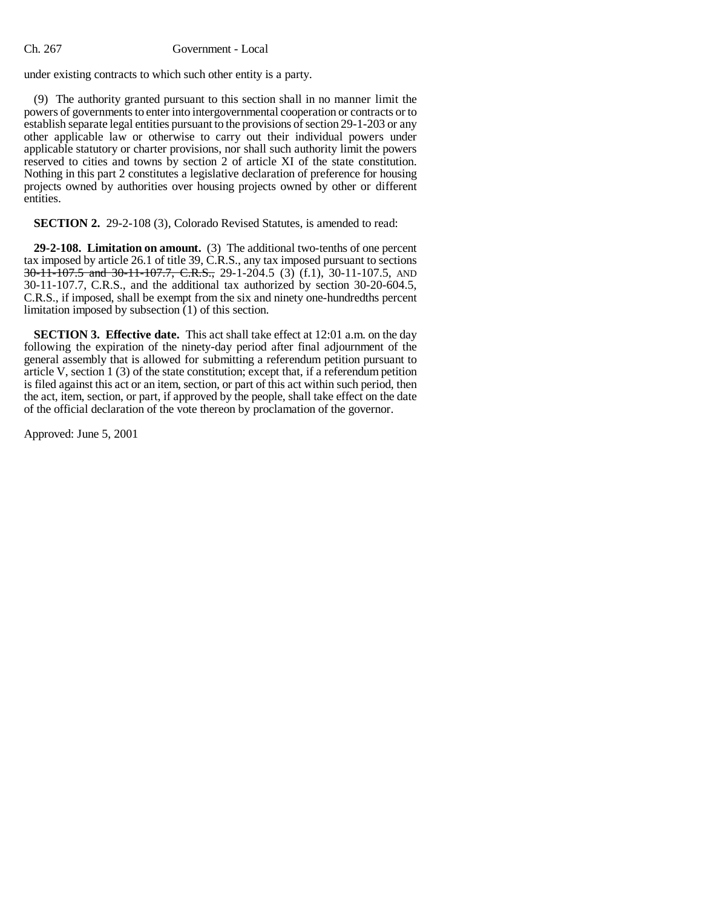under existing contracts to which such other entity is a party.

(9) The authority granted pursuant to this section shall in no manner limit the powers of governments to enter into intergovernmental cooperation or contracts or to establish separate legal entities pursuant to the provisions of section 29-1-203 or any other applicable law or otherwise to carry out their individual powers under applicable statutory or charter provisions, nor shall such authority limit the powers reserved to cities and towns by section 2 of article XI of the state constitution. Nothing in this part 2 constitutes a legislative declaration of preference for housing projects owned by authorities over housing projects owned by other or different entities.

**SECTION 2.** 29-2-108 (3), Colorado Revised Statutes, is amended to read:

**29-2-108. Limitation on amount.** (3) The additional two-tenths of one percent tax imposed by article 26.1 of title 39, C.R.S., any tax imposed pursuant to sections ~~30-11-107.5 and 30-11-107.7, C.R.S.,~~ 29-1-204.5 (3) (f.1), 30-11-107.5, AND 30-11-107.7, C.R.S., and the additional tax authorized by section 30-20-604.5, C.R.S., if imposed, shall be exempt from the six and ninety one-hundredths percent limitation imposed by subsection (1) of this section.

**SECTION 3. Effective date.** This act shall take effect at 12:01 a.m. on the day following the expiration of the ninety-day period after final adjournment of the general assembly that is allowed for submitting a referendum petition pursuant to article V, section 1 (3) of the state constitution; except that, if a referendum petition is filed against this act or an item, section, or part of this act within such period, then the act, item, section, or part, if approved by the people, shall take effect on the date of the official declaration of the vote thereon by proclamation of the governor.

Approved: June 5, 2001